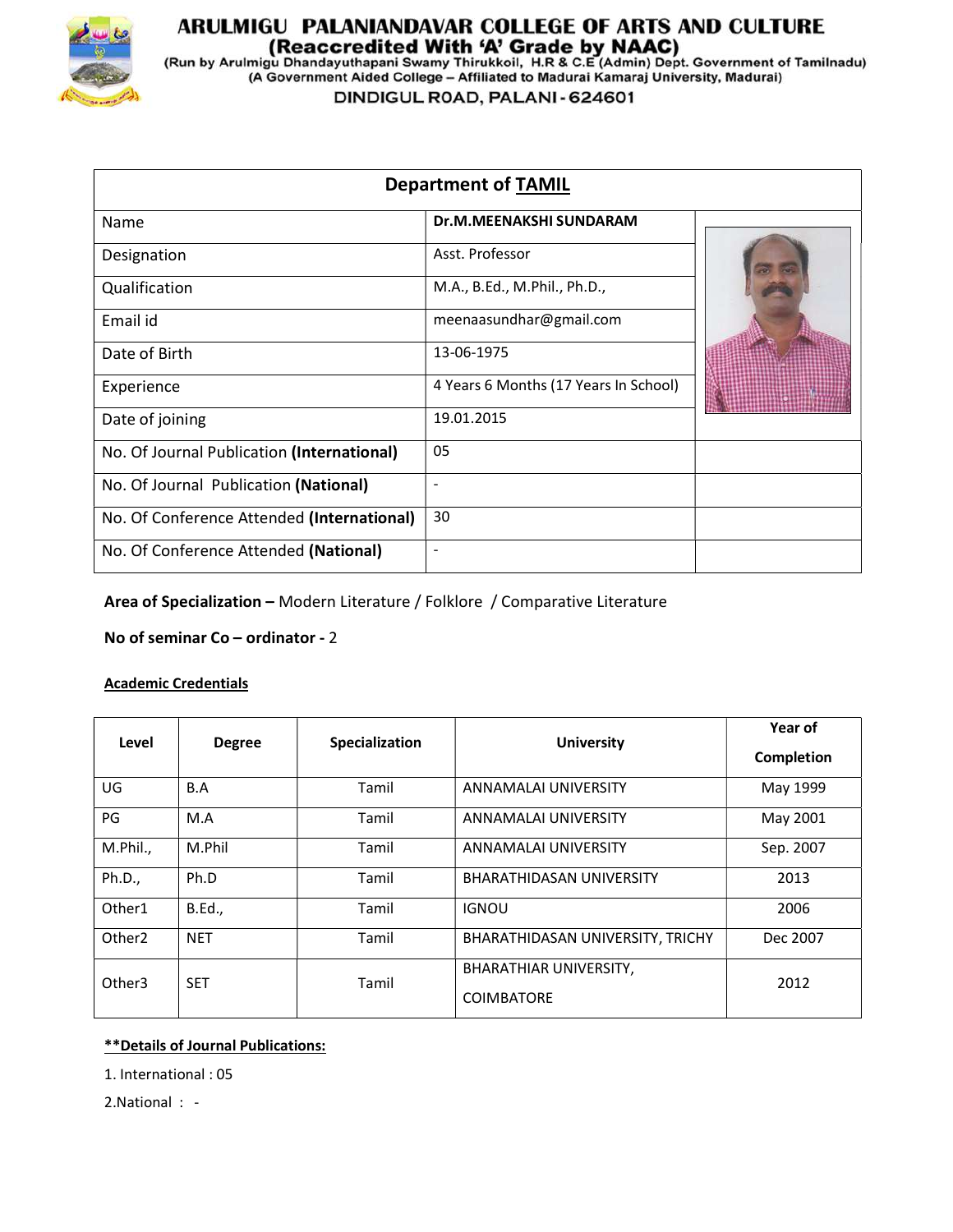# ARULMIGU PALANIANDAVAR COLLEGE OF ARTS AND CULTURE

**(Reaccredited With 'A' Grade by NAAC)**

(Run by Arulmigu Dhandayuthapani Swamy Thirukkoil, H.R & C.E (Admin) Dept. Government of Tamilnadu)

(A Government Aided College – Affiliated to Madurai Kamaraj University, Madurai)

DINDIGUL ROAD, PALANI - 624601

| Department of TAMIL | | |
|---|---|---|
| Name | **Dr.M.MEENAKSHI SUNDARAM** | |
| Designation | Asst. Professor | |
| Qualification | M.A., B.Ed., M.Phil., Ph.D., | |
| Email id | meenaasundhar@gmail.com | |
| Date of Birth | 13-06-1975 | |
| Experience | 4 Years 6 Months (17 Years In School) | |
| Date of joining | 19.01.2015 | |
| No. Of Journal Publication **(International)** | 05 | |
| No. Of Journal Publication **(National)** | - | |
| No. Of Conference Attended **(International)** | 30 | |
| No. Of Conference Attended **(National)** | - | |

**Area of Specialization –** Modern Literature / Folklore / Comparative Literature

**No of seminar Co – ordinator -** 2

**Academic Credentials**

| Level | Degree | Specialization | University | Year of Completion |
|---|---|---|---|---|
| UG | B.A | Tamil | ANNAMALAI UNIVERSITY | May 1999 |
| PG | M.A | Tamil | ANNAMALAI UNIVERSITY | May 2001 |
| M.Phil., | M.Phil | Tamil | ANNAMALAI UNIVERSITY | Sep. 2007 |
| Ph.D., | Ph.D | Tamil | BHARATHIDASAN UNIVERSITY | 2013 |
| Other1 | B.Ed., | Tamil | IGNOU | 2006 |
| Other2 | NET | Tamil | BHARATHIDASAN UNIVERSITY, TRICHY | Dec 2007 |
| Other3 | SET | Tamil | BHARATHIAR UNIVERSITY, COIMBATORE | 2012 |

**\*\*Details of Journal Publications:**

1. International : 05

2.National : -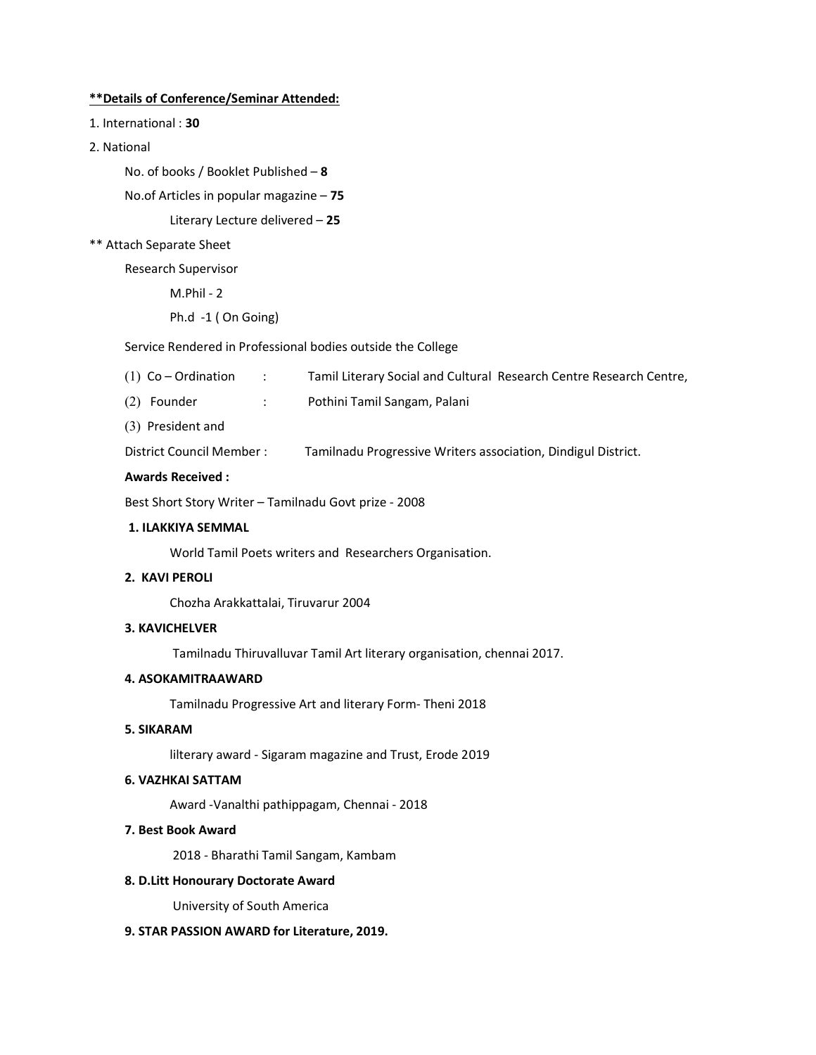**\*\*Details of Conference/Seminar Attended:**

1. International : **30**
2. National

No. of books / Booklet Published – **8**

No.of Articles in popular magazine – **75**

Literary Lecture delivered – **25**

** Attach Separate Sheet

Research Supervisor

M.Phil - 2

Ph.d -1 ( On Going)

Service Rendered in Professional bodies outside the College

(1) Co – Ordination : Tamil Literary Social and Cultural Research Centre Research Centre,

(2) Founder : Pothini Tamil Sangam, Palani

(3) President and

District Council Member : Tamilnadu Progressive Writers association, Dindigul District.

**Awards Received :**

Best Short Story Writer – Tamilnadu Govt prize - 2008

**1. ILAKKIYA SEMMAL**

World Tamil Poets writers and Researchers Organisation.

**2. KAVI PEROLI**

Chozha Arakkattalai, Tiruvarur 2004

**3. KAVICHELVER**

Tamilnadu Thiruvalluvar Tamil Art literary organisation, chennai 2017.

**4. ASOKAMITRAAWARD**

Tamilnadu Progressive Art and literary Form- Theni 2018

**5. SIKARAM**

lilterary award - Sigaram magazine and Trust, Erode 2019

**6. VAZHKAI SATTAM**

Award -Vanalthi pathippagam, Chennai - 2018

**7. Best Book Award**

2018 - Bharathi Tamil Sangam, Kambam

**8. D.Litt Honourary Doctorate Award**

University of South America

**9. STAR PASSION AWARD for Literature, 2019.**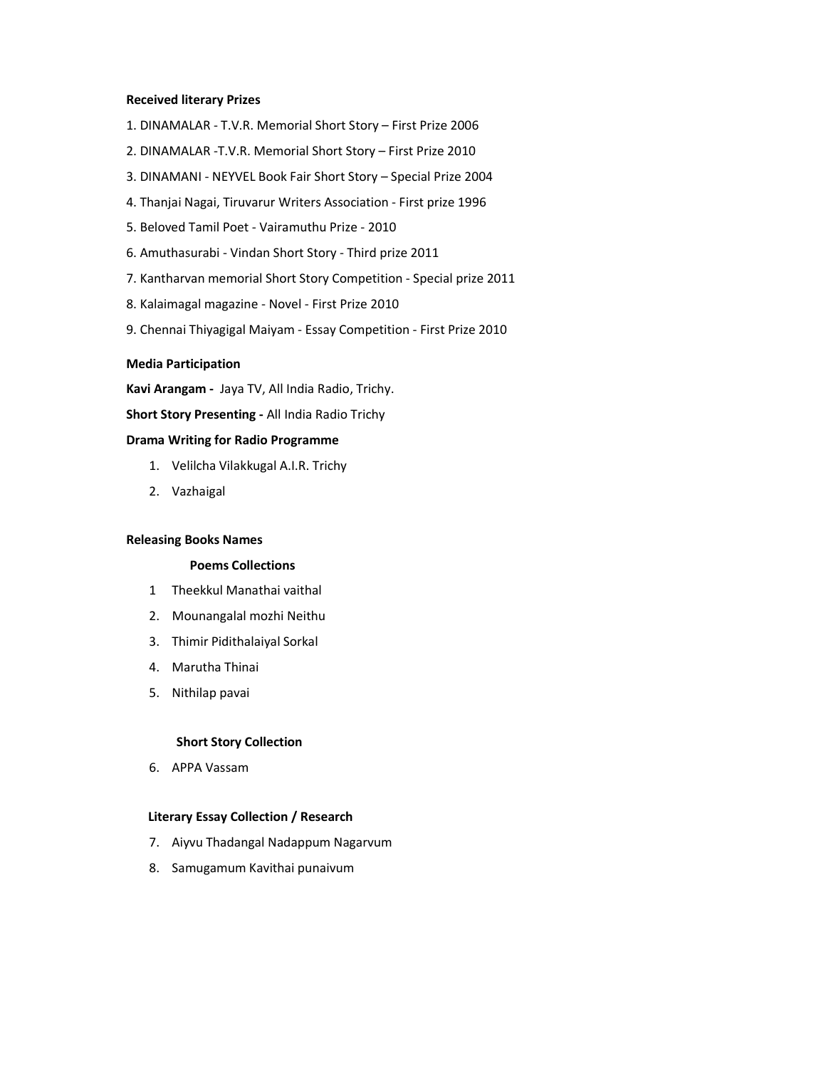**Received literary Prizes**

1. DINAMALAR - T.V.R. Memorial Short Story – First Prize 2006
2. DINAMALAR -T.V.R. Memorial Short Story – First Prize 2010
3. DINAMANI - NEYVEL Book Fair Short Story – Special Prize 2004
4. Thanjai Nagai, Tiruvarur Writers Association - First prize 1996
5. Beloved Tamil Poet - Vairamuthu Prize - 2010
6. Amuthasurabi - Vindan Short Story - Third prize 2011
7. Kantharvan memorial Short Story Competition - Special prize 2011
8. Kalaimagal magazine - Novel - First Prize 2010
9. Chennai Thiyagigal Maiyam - Essay Competition - First Prize 2010

**Media Participation**

**Kavi Arangam -** Jaya TV, All India Radio, Trichy.

**Short Story Presenting -** All India Radio Trichy

**Drama Writing for Radio Programme**

1. Velilcha Vilakkugal A.I.R. Trichy
2. Vazhaigal

**Releasing Books Names**

**Poems Collections**

1. Theekkul Manathai vaithal
2. Mounangalal mozhi Neithu
3. Thimir Pidithalaiyal Sorkal
4. Marutha Thinai
5. Nithilap pavai

**Short Story Collection**

6. APPA Vassam

**Literary Essay Collection / Research**

7. Aiyvu Thadangal Nadappum Nagarvum
8. Samugamum Kavithai punaivum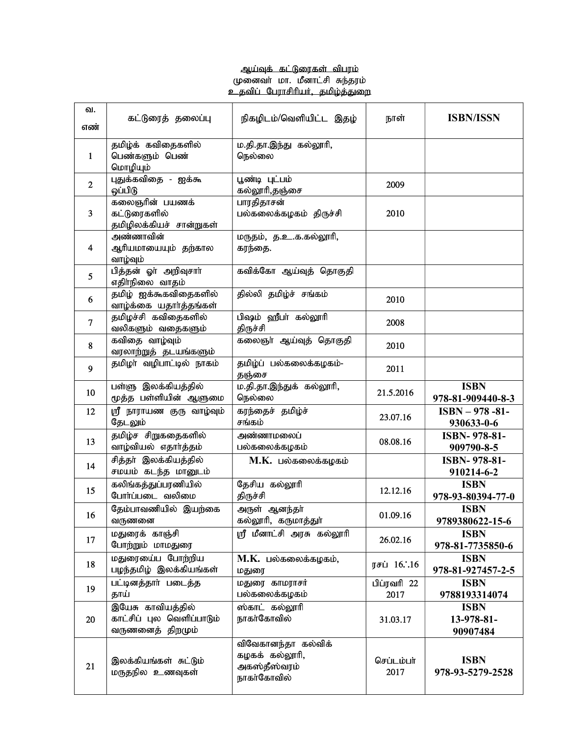<u>ஆய்வுக் கட்டுரைகள் விபரம்</u>
முனைவர் மா. மீனாட்சி சுந்தரம்
<u>உதவிப் பேராசிரியர், தமிழ்த்துறை</u>

| வ. எண் | கட்டுரைத் தலைப்பு | நிகழிடம்/வெளியிட்ட இதழ் | நாள் | **ISBN/ISSN** |
|---|---|---|---|---|
| 1 | தமிழ்க் கவிதைகளில் பெண்களும் பெண் மொழியும் | ம.தி.தா.இந்து கல்லூரி, நெல்லை | | |
| 2 | புதுக்கவிதை - ஐக்கூ ஒப்பிடு | பூண்டி புட்பம் கல்லூரி,தஞ்சை | 2009 | |
| 3 | கலைஞரின் பயணக் கட்டுரைகளில் தமிழிலக்கியச் சான்றுகள் | பாரதிதாசன் பல்கலைக்கழகம் திருச்சி | 2010 | |
| 4 | அண்ணாவின் ஆரியமாயையும் தற்கால வாழ்வும் | மருதம், த.உ.க.கல்லூரி, கரந்தை. | | |
| 5 | பித்தன் ஓர் அறிவுசார் எதிர்நிலை வாதம் | கவிக்கோ ஆய்வுத் தொகுதி | | |
| 6 | தமிழ் ஐக்கூகவிதைகளில் வாழ்க்கை யதார்த்தங்கள் | தில்லி தமிழ்ச் சங்கம் | 2010 | |
| 7 | தமிழச்சி கவிதைகளில் வலிகளும் வதைகளும் | பிஷம் ஹீப்பர் கல்லூரி திருச்சி | 2008 | |
| 8 | கவிதை வாழ்வும் வரலாற்றுத் தடயங்களும் | கலைஞர் ஆய்வுத் தொகுதி | 2010 | |
| 9 | தமிழர் வழிபாட்டில் நாகம் | தமிழ்ப் பல்கலைக்கழகம்-தஞ்சை | 2011 | |
| 10 | பள்ளு இலக்கியத்தில் மூத்த பள்ளியின் ஆளுமை | ம.தி.தா.இந்துக் கல்லூரி, நெல்லை | 21.5.2016 | **ISBN 978-81-909440-8-3** |
| 12 | ஸ்ரீ நாராயண குரு வாழ்வும் தேடலும் | கரந்தைச் தமிழ்ச் சங்கம் | 23.07.16 | **ISBN – 978 -81-930633-0-6** |
| 13 | தமிழ்ச சிறுகதைகளில் வாழ்வியல் எதார்த்தம் | அண்ணாமலைப் பல்கலைக்கழகம் | 08.08.16 | **ISBN- 978-81-909790-8-5** |
| 14 | சித்தர் இலக்கியத்தில் சமயம் கடந்த மானுடம் | **M.K.** பல்கலைக்கழகம் | | **ISBN- 978-81-910214-6-2** |
| 15 | கலிங்கத்துப்பரணியில் போர்ப்படை வலிமை | தேசிய கல்லூரி திருச்சி | 12.12.16 | **ISBN 978-93-80394-77-0** |
| 16 | தேம்பாவணியில் இயற்கை வருணனை | அருள் ஆனந்தர் கல்லூரி, கருமாத்தூர் | 01.09.16 | **ISBN 9789380622-15-6** |
| 17 | மதுரைக் காஞ்சி போற்றும் மாமதுரை | ஸ்ரீ மீனாட்சி அரசு கல்லூரி | 26.02.16 | **ISBN 978-81-7735850-6** |
| 18 | மதுரையைப போற்றிய பழந்தமிழ் இலக்கியங்கள் | **M.K.** பல்கலைக்கழகம், மதுரை | ரசப் 16.∴16 | **ISBN 978-81-927457-2-5** |
| 19 | பட்டினத்தார் படைத்த தாய் | மதுரை காமராசர் பல்கலைக்கழகம் | பிப்ரவரி 22 2017 | **ISBN 9788193314074** |
| 20 | இயேசு காவியத்தில் காட்சிப் புல வெளிப்பாடும் வருணனைத் திறமும் | ஸ்காட் கல்லூரி நாகர்கோவில் | 31.03.17 | **ISBN 13-978-81-90907484** |
| 21 | இலக்கியங்கள் சுட்டும் மருதநில உணவுகள் | விவேகானந்தா கல்விக் கழகக் கல்லூரி, அகஸ்தீஸ்வரம் நாகர்கோவில் | செப்டம்பர் 2017 | **ISBN 978-93-5279-2528** |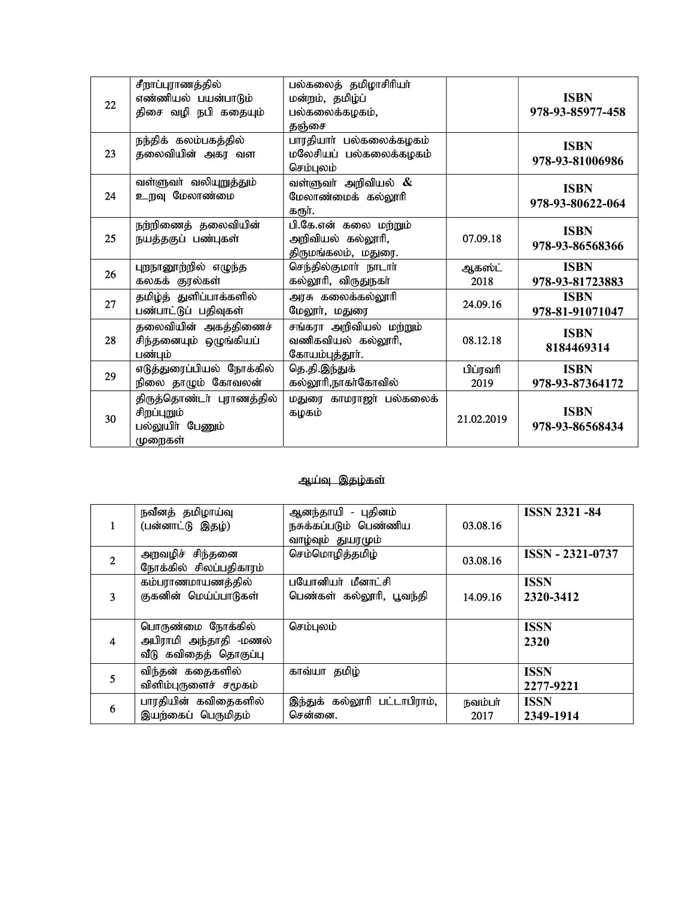| | | | | |
|---|---|---|---|---|
| 22 | சீறாப்புராணத்தில் எண்ணியல் பயன்பாடும் திசை வழி நபி கதையும் | பல்கலைத் தமிழாசிரியர் மன்றம், தமிழ்ப் பல்கலைக்கழகம், தஞ்சை | | **ISBN 978-93-85977-458** |
| 23 | நந்திக் கலம்பகத்தில் தலைவியின் அகர வள | பாரதியார் பல்கலைக்கழகம் மலேசியப் பல்கலைக்கழகம் செம்புலம் | | **ISBN 978-93-81006986** |
| 24 | வள்ளுவர் வலியுறுத்தும் உறவு மேலாண்மை | வள்ளுவர் அறிவியல் & மேலாண்மைக் கல்லூரி கரூர். | | **ISBN 978-93-80622-064** |
| 25 | நற்றிணைத் தலைவியின் நயத்தகுப் பண்புகள் | பி.கே.என் கலை மற்றும் அறிவியல் கல்லூரி, திருமங்கலம், மதுரை. | 07.09.18 | **ISBN 978-93-86568366** |
| 26 | புறநானூற்றில் எழுந்த கலகக் குரல்கள் | செந்தில்குமார் நாடார் கல்லூரி, விருதுநகர் | ஆகஸ்ட் 2018 | **ISBN 978-93-81723883** |
| 27 | தமிழ்த் துளிப்பாக்களில் பண்பாட்டுப் பதிவுகள் | அரசு கலைக்கல்லூரி மேலூர், மதுரை | 24.09.16 | **ISBN 978-81-91071047** |
| 28 | தலைவியின் அகத்திணைச் சிந்தனையும் ஒழுங்கியப் பண்பும் | சங்கரா அறிவியல் மற்றும் வணிகவியல் கல்லூரி, கோயம்புத்தூர். | 08.12.18 | **ISBN 8184469314** |
| 29 | எடுத்துரைப்பியல் நோக்கில் நிலை தாழும் கோவலன் | தெ.தி.இந்துக் கல்லூரி,நாகர்கோவில் | பிப்ரவரி 2019 | **ISBN 978-93-87364172** |
| 30 | திருத்தொண்டர் புராணத்தில் சிறப்புறும் பல்லுயிர் பேணும் முறைகள் | மதுரை காமராஜர் பல்கலைக் கழகம் | 21.02.2019 | **ISBN 978-93-86568434** |

<u>ஆய்வு இதழ்கள்</u>

| | | | | |
|---|---|---|---|---|
| 1 | நவீனத் தமிழாய்வு (பன்னாட்டு இதழ்) | ஆனந்தாயி - புதினம் நசுக்கப்படும் பெண்ணிய வாழ்வும் துயரமும் | 03.08.16 | **ISSN 2321 -84** |
| 2 | அறவழிச் சிந்தனை நோக்கில் சிலப்பதிகாரம் | செம்மொழித்தமிழ் | 03.08.16 | **ISSN - 2321-0737** |
| 3 | கம்பராமாயணத்தில் குகனின் மெய்ப்பாடுகள் | பயோனியர் மீனாட்சி பெண்கள் கல்லூரி, பூவந்தி | 14.09.16 | **ISSN 2320-3412** |
| 4 | பொருண்மை நோக்கில் அபிராமி அந்தாதி -மணல் வீடு கவிதைத் தொகுப்பு | செம்புலம் | | **ISSN 2320** |
| 5 | விந்தன் கதைகளில் விளிம்புநிலைச் சமூகம் | காவ்யா தமிழ் | | **ISSN 2277-9221** |
| 6 | பாரதியின் கவிதைகளில் இயற்கைப் பெருமிதம் | இந்துக் கல்லூரி பட்டாபிராம், சென்னை. | நவம்பர் 2017 | **ISSN 2349-1914** |